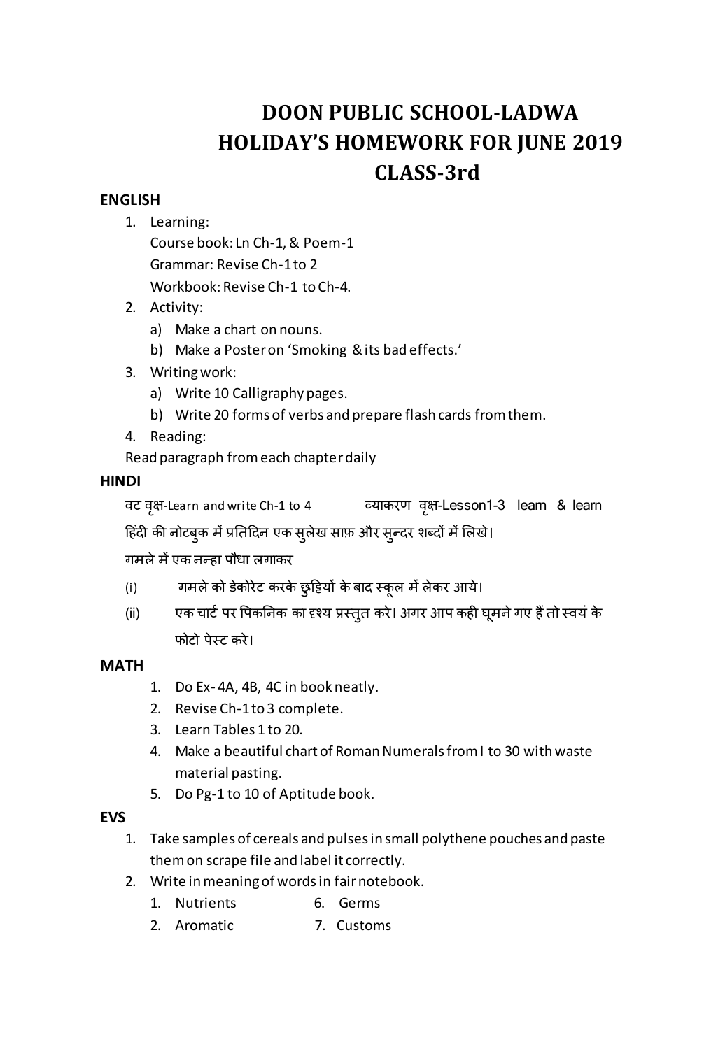# DOON PUBLIC SCHOOL-LADWA
# HOLIDAY'S HOMEWORK FOR JUNE 2019
# CLASS-3rd

**ENGLISH**

1. Learning:
   Course book: Ln Ch-1, & Poem-1
   Grammar: Revise Ch-1 to 2
   Workbook: Revise Ch-1 to Ch-4.
2. Activity:
   a) Make a chart on nouns.
   b) Make a Poster on 'Smoking & its bad effects.'
3. Writing work:
   a) Write 10 Calligraphy pages.
   b) Write 20 forms of verbs and prepare flash cards from them.
4. Reading:
   Read paragraph from each chapter daily

**HINDI**

वट वृक्ष-Learn and write Ch-1 to 4 व्याकरण वृक्ष-Lesson1-3 learn & learn

हिंदी की नोटबुक में प्रतिदिन एक सुलेख साफ़ और सुन्दर शब्दों में लिखे।

गमले में एक नन्हा पौधा लगाकर

(i) गमले को डेकोरेट करके छुट्टियों के बाद स्कूल में लेकर आये।

(ii) एक चार्ट पर पिकनिक का दृश्य प्रस्तुत करे। अगर आप कही घूमने गए हैं तो स्वयं के फोटो पेस्ट करे।

**MATH**

1. Do Ex- 4A, 4B, 4C in book neatly.
2. Revise Ch-1 to 3 complete.
3. Learn Tables 1 to 20.
4. Make a beautiful chart of Roman Numerals from I to 30 with waste material pasting.
5. Do Pg-1 to 10 of Aptitude book.

**EVS**

1. Take samples of cereals and pulses in small polythene pouches and paste them on scrape file and label it correctly.
2. Write in meaning of words in fair notebook.
   1. Nutrients
   2. Aromatic
   6. Germs
   7. Customs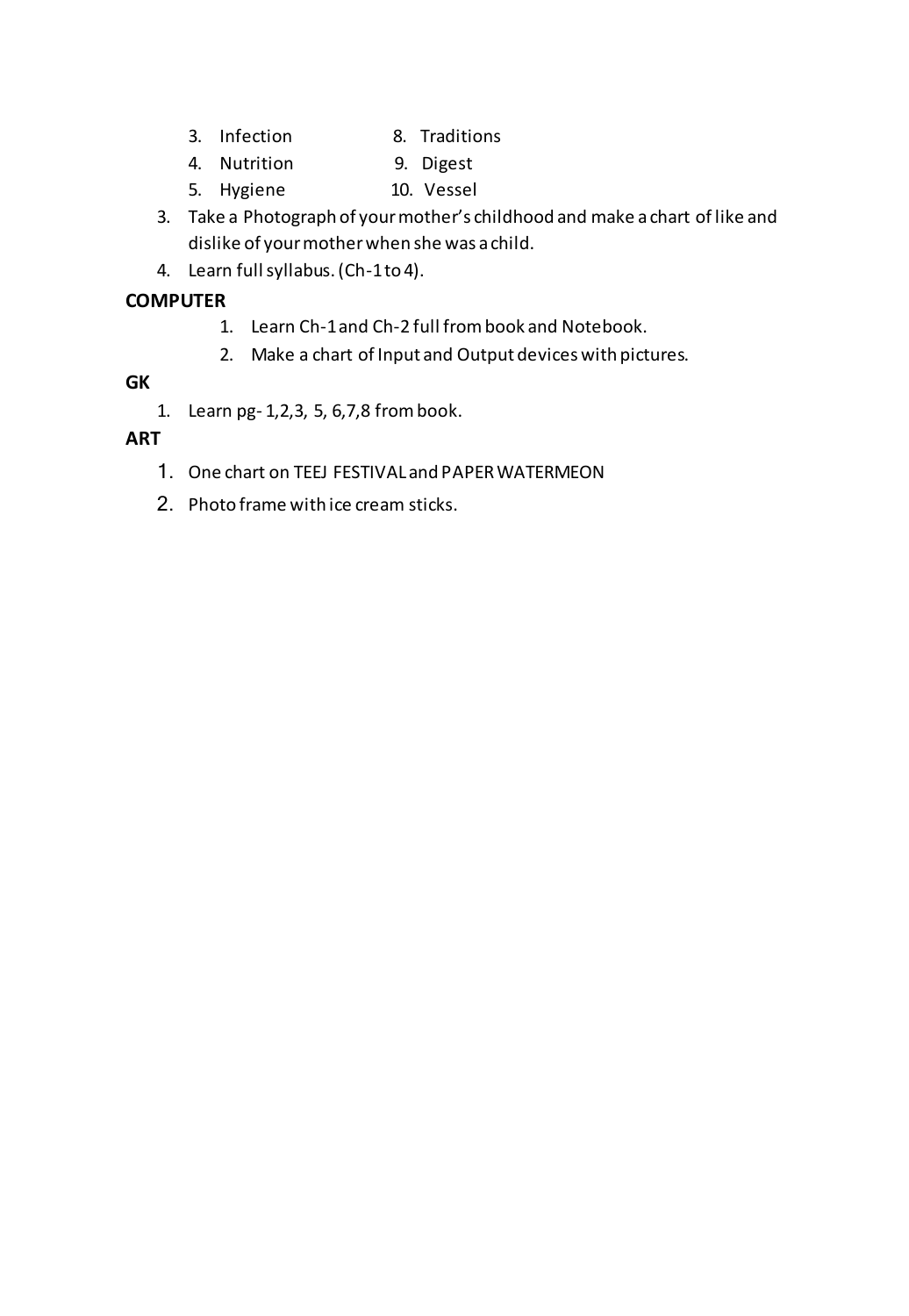3. Infection
4. Nutrition
5. Hygiene
8. Traditions
9. Digest
10. Vessel

3. Take a Photograph of your mother's childhood and make a chart of like and dislike of your mother when she was a child.
4. Learn full syllabus. (Ch-1 to 4).

**COMPUTER**

1. Learn Ch-1 and Ch-2 full from book and Notebook.
2. Make a chart of Input and Output devices with pictures.

**GK**

1. Learn pg- 1,2,3, 5, 6,7,8 from book.

**ART**

1. One chart on TEEJ FESTIVAL and PAPER WATERMEON
2. Photo frame with ice cream sticks.